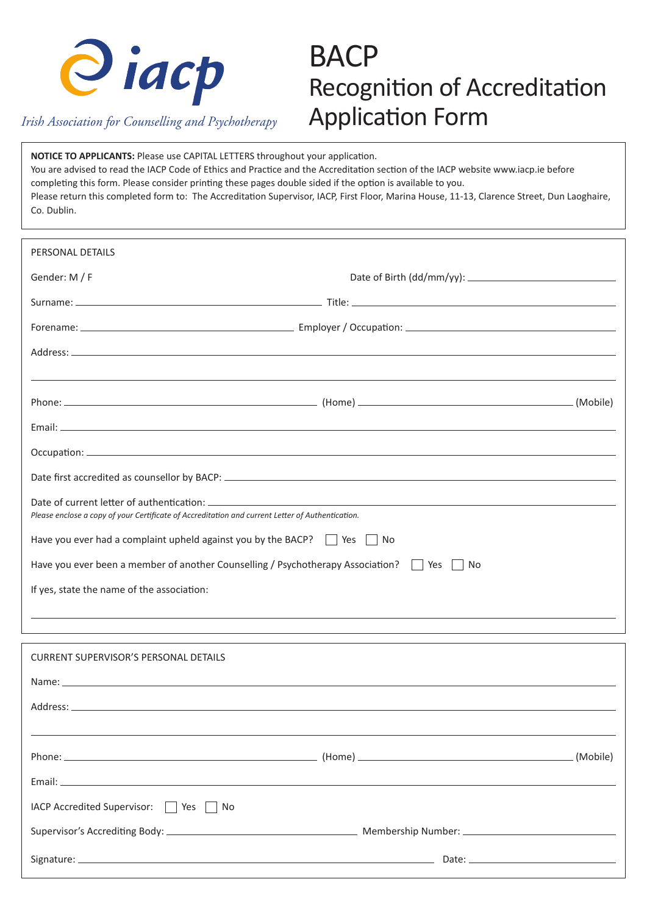iacp

*Irish Association for Counselling and Psychotherapy*

# BACP
## Recognition of Accreditation Application Form

**NOTICE TO APPLICANTS:** Please use CAPITAL LETTERS throughout your application.
You are advised to read the IACP Code of Ethics and Practice and the Accreditation section of the IACP website www.iacp.ie before completing this form. Please consider printing these pages double sided if the option is available to you.
Please return this completed form to: The Accreditation Supervisor, IACP, First Floor, Marina House, 11-13, Clarence Street, Dun Laoghaire, Co. Dublin.

### PERSONAL DETAILS

Gender: M / F

Date of Birth (dd/mm/yy): ______________________

Surname: ______________________ Title: ______________________

Forename: ______________________ Employer / Occupation: ______________________

Address: ______________________

______________________

Phone: ______________________ (Home) ______________________ (Mobile)

Email: ______________________

Occupation: ______________________

Date first accredited as counsellor by BACP: ______________________

Date of current letter of authentication: ______________________

*Please enclose a copy of your Certificate of Accreditation and current Letter of Authentication.*

Have you ever had a complaint upheld against you by the BACP? ☐ Yes ☐ No

Have you ever been a member of another Counselling / Psychotherapy Association? ☐ Yes ☐ No

If yes, state the name of the association:

______________________

### CURRENT SUPERVISOR'S PERSONAL DETAILS

Name: ______________________

Address: ______________________

______________________

Phone: ______________________ (Home) ______________________ (Mobile)

Email: ______________________

IACP Accredited Supervisor: ☐ Yes ☐ No

Supervisor's Accrediting Body: ______________________ Membership Number: ______________________

Signature: ______________________ Date: ______________________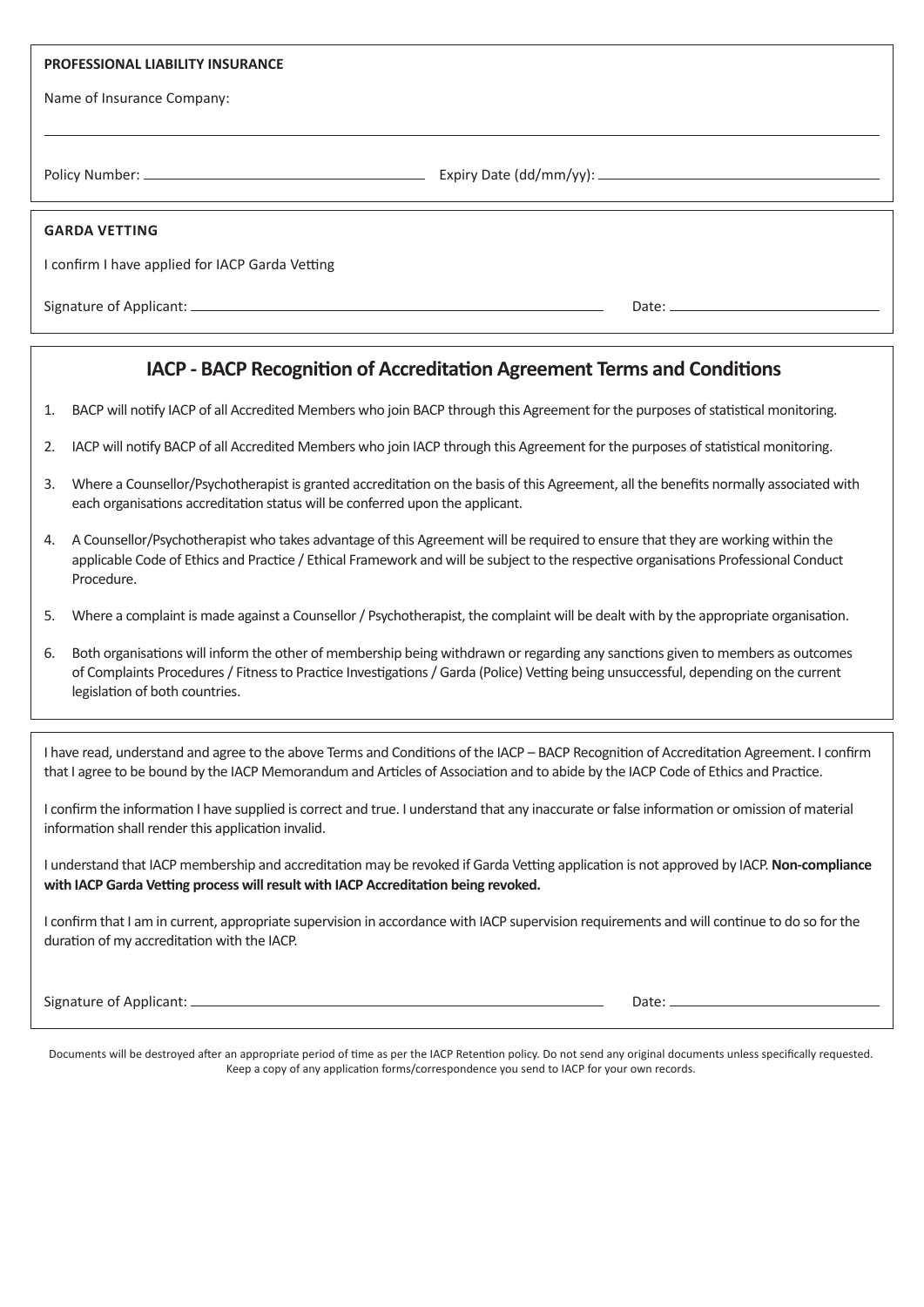**PROFESSIONAL LIABILITY INSURANCE**

Name of Insurance Company:

Policy Number: \_\_\_\_\_\_\_\_\_\_\_\_\_\_\_\_\_\_\_\_ Expiry Date (dd/mm/yy): \_\_\_\_\_\_\_\_\_\_\_\_\_\_\_\_\_\_\_\_

**GARDA VETTING**

I confirm I have applied for IACP Garda Vetting

Signature of Applicant: \_\_\_\_\_\_\_\_\_\_\_\_\_\_\_\_\_\_\_\_ Date: \_\_\_\_\_\_\_\_\_\_\_\_\_\_\_\_\_\_\_\_

## IACP - BACP Recognition of Accreditation Agreement Terms and Conditions

1. BACP will notify IACP of all Accredited Members who join BACP through this Agreement for the purposes of statistical monitoring.
2. IACP will notify BACP of all Accredited Members who join IACP through this Agreement for the purposes of statistical monitoring.
3. Where a Counsellor/Psychotherapist is granted accreditation on the basis of this Agreement, all the benefits normally associated with each organisations accreditation status will be conferred upon the applicant.
4. A Counsellor/Psychotherapist who takes advantage of this Agreement will be required to ensure that they are working within the applicable Code of Ethics and Practice / Ethical Framework and will be subject to the respective organisations Professional Conduct Procedure.
5. Where a complaint is made against a Counsellor / Psychotherapist, the complaint will be dealt with by the appropriate organisation.
6. Both organisations will inform the other of membership being withdrawn or regarding any sanctions given to members as outcomes of Complaints Procedures / Fitness to Practice Investigations / Garda (Police) Vetting being unsuccessful, depending on the current legislation of both countries.

I have read, understand and agree to the above Terms and Conditions of the IACP – BACP Recognition of Accreditation Agreement. I confirm that I agree to be bound by the IACP Memorandum and Articles of Association and to abide by the IACP Code of Ethics and Practice.

I confirm the information I have supplied is correct and true. I understand that any inaccurate or false information or omission of material information shall render this application invalid.

I understand that IACP membership and accreditation may be revoked if Garda Vetting application is not approved by IACP. **Non-compliance with IACP Garda Vetting process will result with IACP Accreditation being revoked.**

I confirm that I am in current, appropriate supervision in accordance with IACP supervision requirements and will continue to do so for the duration of my accreditation with the IACP.

Signature of Applicant: \_\_\_\_\_\_\_\_\_\_\_\_\_\_\_\_\_\_\_\_ Date: \_\_\_\_\_\_\_\_\_\_\_\_\_\_\_\_\_\_\_\_

Documents will be destroyed after an appropriate period of time as per the IACP Retention policy. Do not send any original documents unless specifically requested. Keep a copy of any application forms/correspondence you send to IACP for your own records.